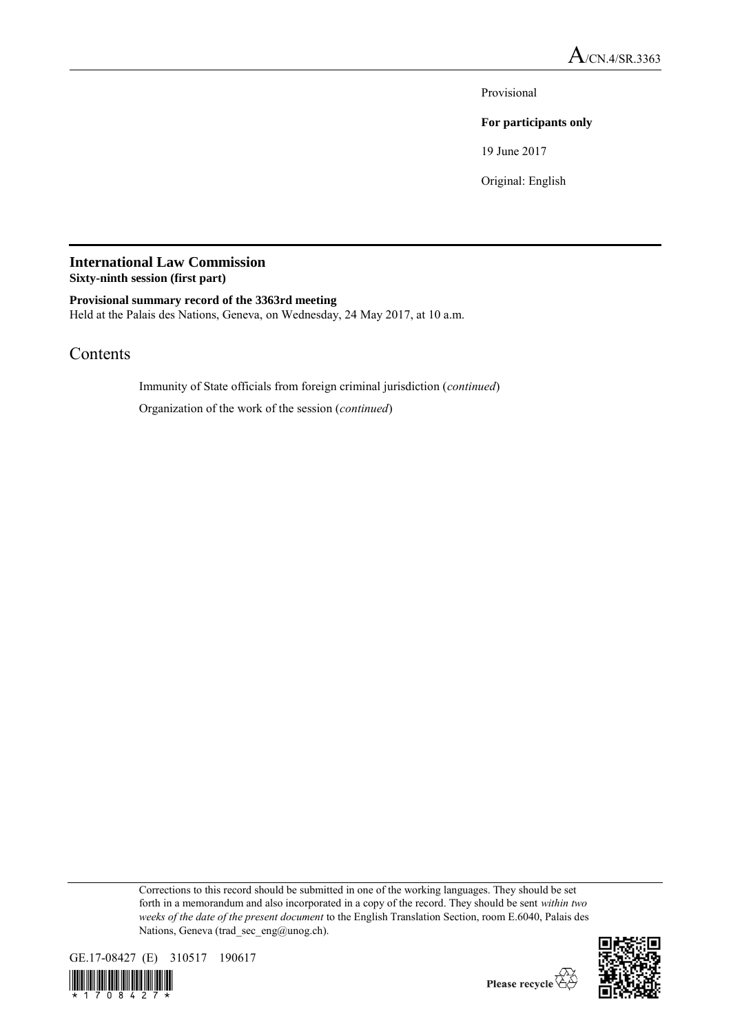A/CN.4/SR.3363

Provisional

**For participants only**

19 June 2017

Original: English

# International Law Commission

**Sixty-ninth session (first part)**

**Provisional summary record of the 3363rd meeting**

Held at the Palais des Nations, Geneva, on Wednesday, 24 May 2017, at 10 a.m.

## Contents

Immunity of State officials from foreign criminal jurisdiction (*continued*)

Organization of the work of the session (*continued*)

Corrections to this record should be submitted in one of the working languages. They should be set forth in a memorandum and also incorporated in a copy of the record. They should be sent *within two weeks of the date of the present document* to the English Translation Section, room E.6040, Palais des Nations, Geneva (trad_sec_eng@unog.ch).

GE.17-08427 (E) 310517 190617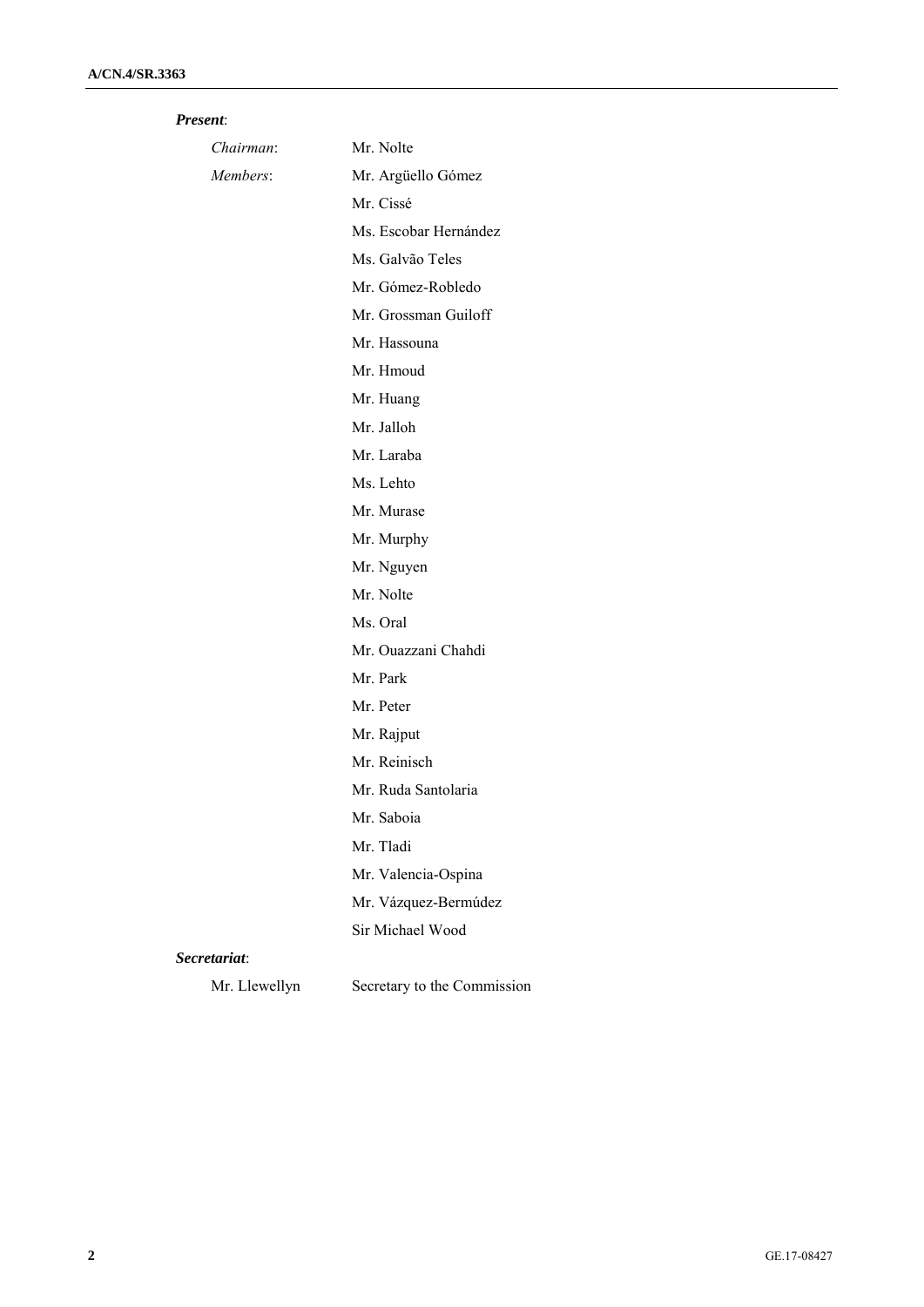***Present*:**

| | |
|---|---|
| *Chairman*: | Mr. Nolte |
| *Members*: | Mr. Argüello Gómez |
| | Mr. Cissé |
| | Ms. Escobar Hernández |
| | Ms. Galvão Teles |
| | Mr. Gómez-Robledo |
| | Mr. Grossman Guiloff |
| | Mr. Hassouna |
| | Mr. Hmoud |
| | Mr. Huang |
| | Mr. Jalloh |
| | Mr. Laraba |
| | Ms. Lehto |
| | Mr. Murase |
| | Mr. Murphy |
| | Mr. Nguyen |
| | Mr. Nolte |
| | Ms. Oral |
| | Mr. Ouazzani Chahdi |
| | Mr. Park |
| | Mr. Peter |
| | Mr. Rajput |
| | Mr. Reinisch |
| | Mr. Ruda Santolaria |
| | Mr. Saboia |
| | Mr. Tladi |
| | Mr. Valencia-Ospina |
| | Mr. Vázquez-Bermúdez |
| | Sir Michael Wood |

***Secretariat*:**

| | |
|---|---|
| Mr. Llewellyn | Secretary to the Commission |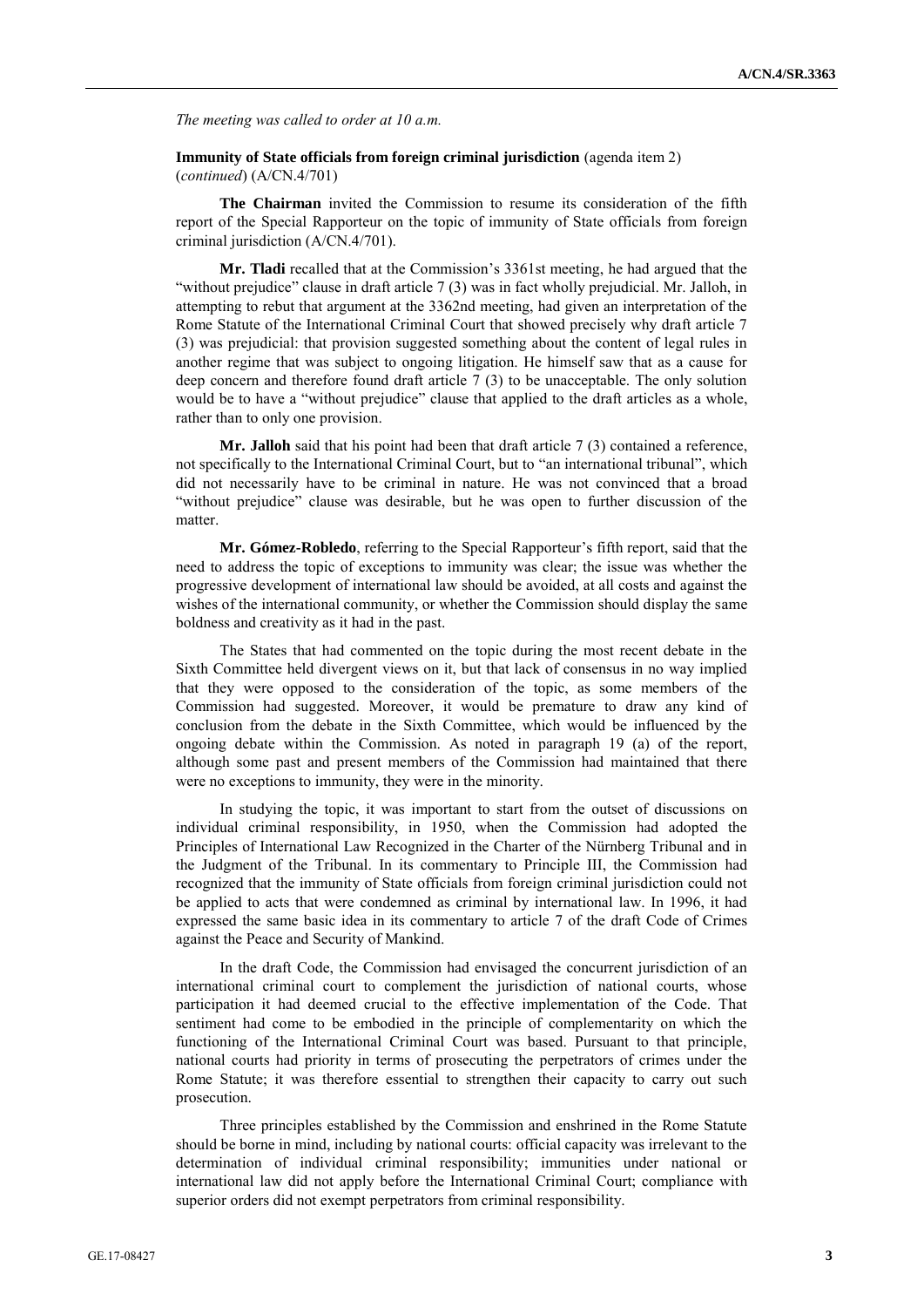*The meeting was called to order at 10 a.m.*

**Immunity of State officials from foreign criminal jurisdiction** (agenda item 2) (*continued*) (A/CN.4/701)

**The Chairman** invited the Commission to resume its consideration of the fifth report of the Special Rapporteur on the topic of immunity of State officials from foreign criminal jurisdiction (A/CN.4/701).

**Mr. Tladi** recalled that at the Commission's 3361st meeting, he had argued that the "without prejudice" clause in draft article 7 (3) was in fact wholly prejudicial. Mr. Jalloh, in attempting to rebut that argument at the 3362nd meeting, had given an interpretation of the Rome Statute of the International Criminal Court that showed precisely why draft article 7 (3) was prejudicial: that provision suggested something about the content of legal rules in another regime that was subject to ongoing litigation. He himself saw that as a cause for deep concern and therefore found draft article 7 (3) to be unacceptable. The only solution would be to have a "without prejudice" clause that applied to the draft articles as a whole, rather than to only one provision.

**Mr. Jalloh** said that his point had been that draft article 7 (3) contained a reference, not specifically to the International Criminal Court, but to "an international tribunal", which did not necessarily have to be criminal in nature. He was not convinced that a broad "without prejudice" clause was desirable, but he was open to further discussion of the matter.

**Mr. Gómez-Robledo**, referring to the Special Rapporteur's fifth report, said that the need to address the topic of exceptions to immunity was clear; the issue was whether the progressive development of international law should be avoided, at all costs and against the wishes of the international community, or whether the Commission should display the same boldness and creativity as it had in the past.

The States that had commented on the topic during the most recent debate in the Sixth Committee held divergent views on it, but that lack of consensus in no way implied that they were opposed to the consideration of the topic, as some members of the Commission had suggested. Moreover, it would be premature to draw any kind of conclusion from the debate in the Sixth Committee, which would be influenced by the ongoing debate within the Commission. As noted in paragraph 19 (a) of the report, although some past and present members of the Commission had maintained that there were no exceptions to immunity, they were in the minority.

In studying the topic, it was important to start from the outset of discussions on individual criminal responsibility, in 1950, when the Commission had adopted the Principles of International Law Recognized in the Charter of the Nürnberg Tribunal and in the Judgment of the Tribunal. In its commentary to Principle III, the Commission had recognized that the immunity of State officials from foreign criminal jurisdiction could not be applied to acts that were condemned as criminal by international law. In 1996, it had expressed the same basic idea in its commentary to article 7 of the draft Code of Crimes against the Peace and Security of Mankind.

In the draft Code, the Commission had envisaged the concurrent jurisdiction of an international criminal court to complement the jurisdiction of national courts, whose participation it had deemed crucial to the effective implementation of the Code. That sentiment had come to be embodied in the principle of complementarity on which the functioning of the International Criminal Court was based. Pursuant to that principle, national courts had priority in terms of prosecuting the perpetrators of crimes under the Rome Statute; it was therefore essential to strengthen their capacity to carry out such prosecution.

Three principles established by the Commission and enshrined in the Rome Statute should be borne in mind, including by national courts: official capacity was irrelevant to the determination of individual criminal responsibility; immunities under national or international law did not apply before the International Criminal Court; compliance with superior orders did not exempt perpetrators from criminal responsibility.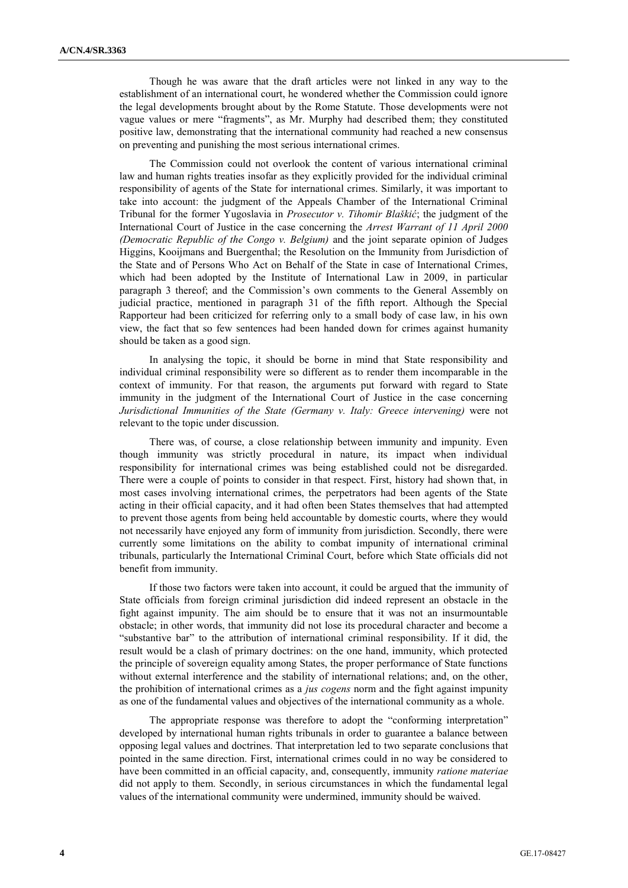Though he was aware that the draft articles were not linked in any way to the establishment of an international court, he wondered whether the Commission could ignore the legal developments brought about by the Rome Statute. Those developments were not vague values or mere "fragments", as Mr. Murphy had described them; they constituted positive law, demonstrating that the international community had reached a new consensus on preventing and punishing the most serious international crimes.

The Commission could not overlook the content of various international criminal law and human rights treaties insofar as they explicitly provided for the individual criminal responsibility of agents of the State for international crimes. Similarly, it was important to take into account: the judgment of the Appeals Chamber of the International Criminal Tribunal for the former Yugoslavia in *Prosecutor v. Tihomir Blaškić*; the judgment of the International Court of Justice in the case concerning the *Arrest Warrant of 11 April 2000 (Democratic Republic of the Congo v. Belgium)* and the joint separate opinion of Judges Higgins, Kooijmans and Buergenthal; the Resolution on the Immunity from Jurisdiction of the State and of Persons Who Act on Behalf of the State in case of International Crimes, which had been adopted by the Institute of International Law in 2009, in particular paragraph 3 thereof; and the Commission's own comments to the General Assembly on judicial practice, mentioned in paragraph 31 of the fifth report. Although the Special Rapporteur had been criticized for referring only to a small body of case law, in his own view, the fact that so few sentences had been handed down for crimes against humanity should be taken as a good sign.

In analysing the topic, it should be borne in mind that State responsibility and individual criminal responsibility were so different as to render them incomparable in the context of immunity. For that reason, the arguments put forward with regard to State immunity in the judgment of the International Court of Justice in the case concerning *Jurisdictional Immunities of the State (Germany v. Italy: Greece intervening)* were not relevant to the topic under discussion.

There was, of course, a close relationship between immunity and impunity. Even though immunity was strictly procedural in nature, its impact when individual responsibility for international crimes was being established could not be disregarded. There were a couple of points to consider in that respect. First, history had shown that, in most cases involving international crimes, the perpetrators had been agents of the State acting in their official capacity, and it had often been States themselves that had attempted to prevent those agents from being held accountable by domestic courts, where they would not necessarily have enjoyed any form of immunity from jurisdiction. Secondly, there were currently some limitations on the ability to combat impunity of international criminal tribunals, particularly the International Criminal Court, before which State officials did not benefit from immunity.

If those two factors were taken into account, it could be argued that the immunity of State officials from foreign criminal jurisdiction did indeed represent an obstacle in the fight against impunity. The aim should be to ensure that it was not an insurmountable obstacle; in other words, that immunity did not lose its procedural character and become a "substantive bar" to the attribution of international criminal responsibility. If it did, the result would be a clash of primary doctrines: on the one hand, immunity, which protected the principle of sovereign equality among States, the proper performance of State functions without external interference and the stability of international relations; and, on the other, the prohibition of international crimes as a *jus cogens* norm and the fight against impunity as one of the fundamental values and objectives of the international community as a whole.

The appropriate response was therefore to adopt the "conforming interpretation" developed by international human rights tribunals in order to guarantee a balance between opposing legal values and doctrines. That interpretation led to two separate conclusions that pointed in the same direction. First, international crimes could in no way be considered to have been committed in an official capacity, and, consequently, immunity *ratione materiae* did not apply to them. Secondly, in serious circumstances in which the fundamental legal values of the international community were undermined, immunity should be waived.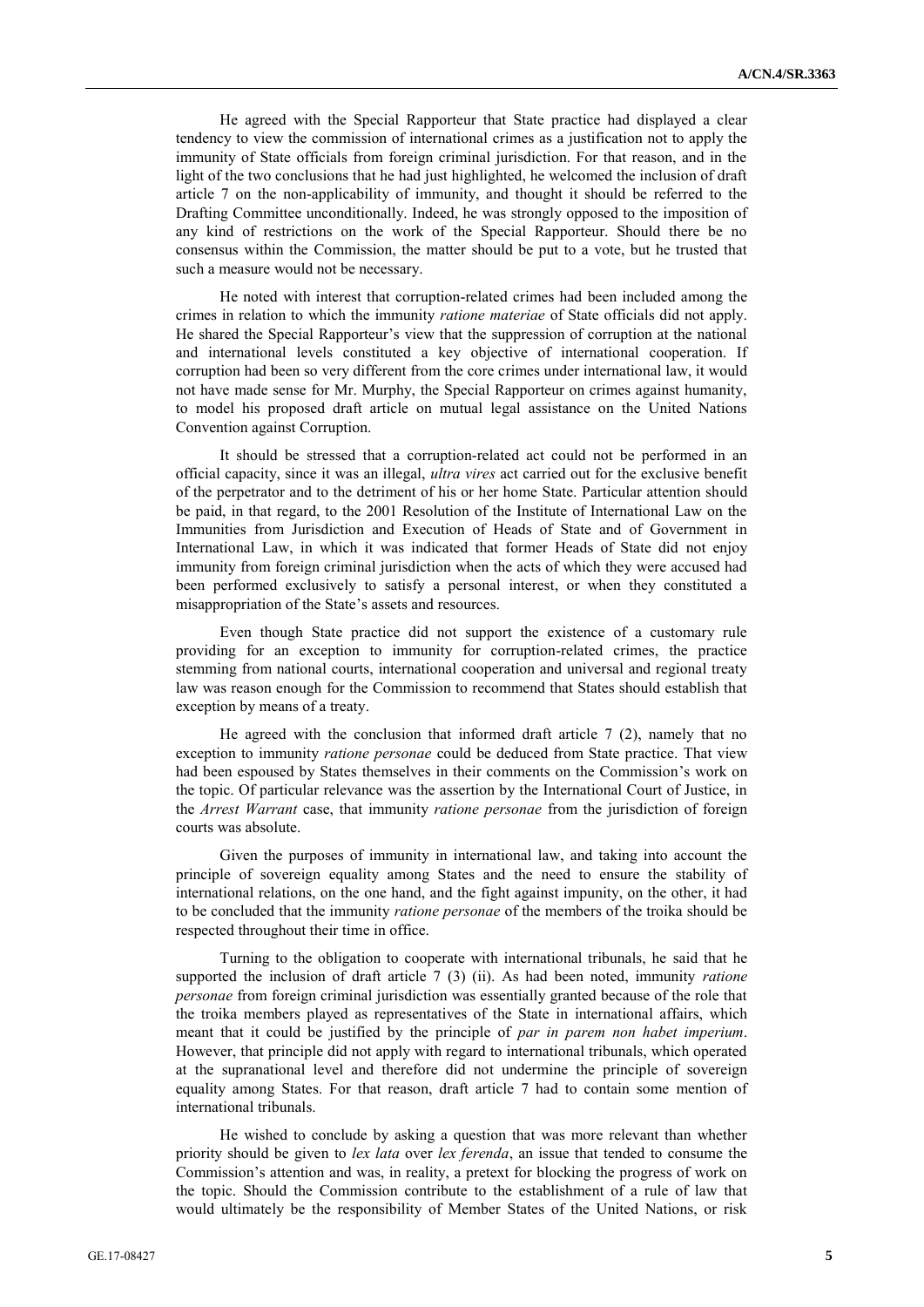He agreed with the Special Rapporteur that State practice had displayed a clear tendency to view the commission of international crimes as a justification not to apply the immunity of State officials from foreign criminal jurisdiction. For that reason, and in the light of the two conclusions that he had just highlighted, he welcomed the inclusion of draft article 7 on the non-applicability of immunity, and thought it should be referred to the Drafting Committee unconditionally. Indeed, he was strongly opposed to the imposition of any kind of restrictions on the work of the Special Rapporteur. Should there be no consensus within the Commission, the matter should be put to a vote, but he trusted that such a measure would not be necessary.

He noted with interest that corruption-related crimes had been included among the crimes in relation to which the immunity *ratione materiae* of State officials did not apply. He shared the Special Rapporteur's view that the suppression of corruption at the national and international levels constituted a key objective of international cooperation. If corruption had been so very different from the core crimes under international law, it would not have made sense for Mr. Murphy, the Special Rapporteur on crimes against humanity, to model his proposed draft article on mutual legal assistance on the United Nations Convention against Corruption.

It should be stressed that a corruption-related act could not be performed in an official capacity, since it was an illegal, *ultra vires* act carried out for the exclusive benefit of the perpetrator and to the detriment of his or her home State. Particular attention should be paid, in that regard, to the 2001 Resolution of the Institute of International Law on the Immunities from Jurisdiction and Execution of Heads of State and of Government in International Law, in which it was indicated that former Heads of State did not enjoy immunity from foreign criminal jurisdiction when the acts of which they were accused had been performed exclusively to satisfy a personal interest, or when they constituted a misappropriation of the State's assets and resources.

Even though State practice did not support the existence of a customary rule providing for an exception to immunity for corruption-related crimes, the practice stemming from national courts, international cooperation and universal and regional treaty law was reason enough for the Commission to recommend that States should establish that exception by means of a treaty.

He agreed with the conclusion that informed draft article 7 (2), namely that no exception to immunity *ratione personae* could be deduced from State practice. That view had been espoused by States themselves in their comments on the Commission's work on the topic. Of particular relevance was the assertion by the International Court of Justice, in the *Arrest Warrant* case, that immunity *ratione personae* from the jurisdiction of foreign courts was absolute.

Given the purposes of immunity in international law, and taking into account the principle of sovereign equality among States and the need to ensure the stability of international relations, on the one hand, and the fight against impunity, on the other, it had to be concluded that the immunity *ratione personae* of the members of the troika should be respected throughout their time in office.

Turning to the obligation to cooperate with international tribunals, he said that he supported the inclusion of draft article 7 (3) (ii). As had been noted, immunity *ratione personae* from foreign criminal jurisdiction was essentially granted because of the role that the troika members played as representatives of the State in international affairs, which meant that it could be justified by the principle of *par in parem non habet imperium*. However, that principle did not apply with regard to international tribunals, which operated at the supranational level and therefore did not undermine the principle of sovereign equality among States. For that reason, draft article 7 had to contain some mention of international tribunals.

He wished to conclude by asking a question that was more relevant than whether priority should be given to *lex lata* over *lex ferenda*, an issue that tended to consume the Commission's attention and was, in reality, a pretext for blocking the progress of work on the topic. Should the Commission contribute to the establishment of a rule of law that would ultimately be the responsibility of Member States of the United Nations, or risk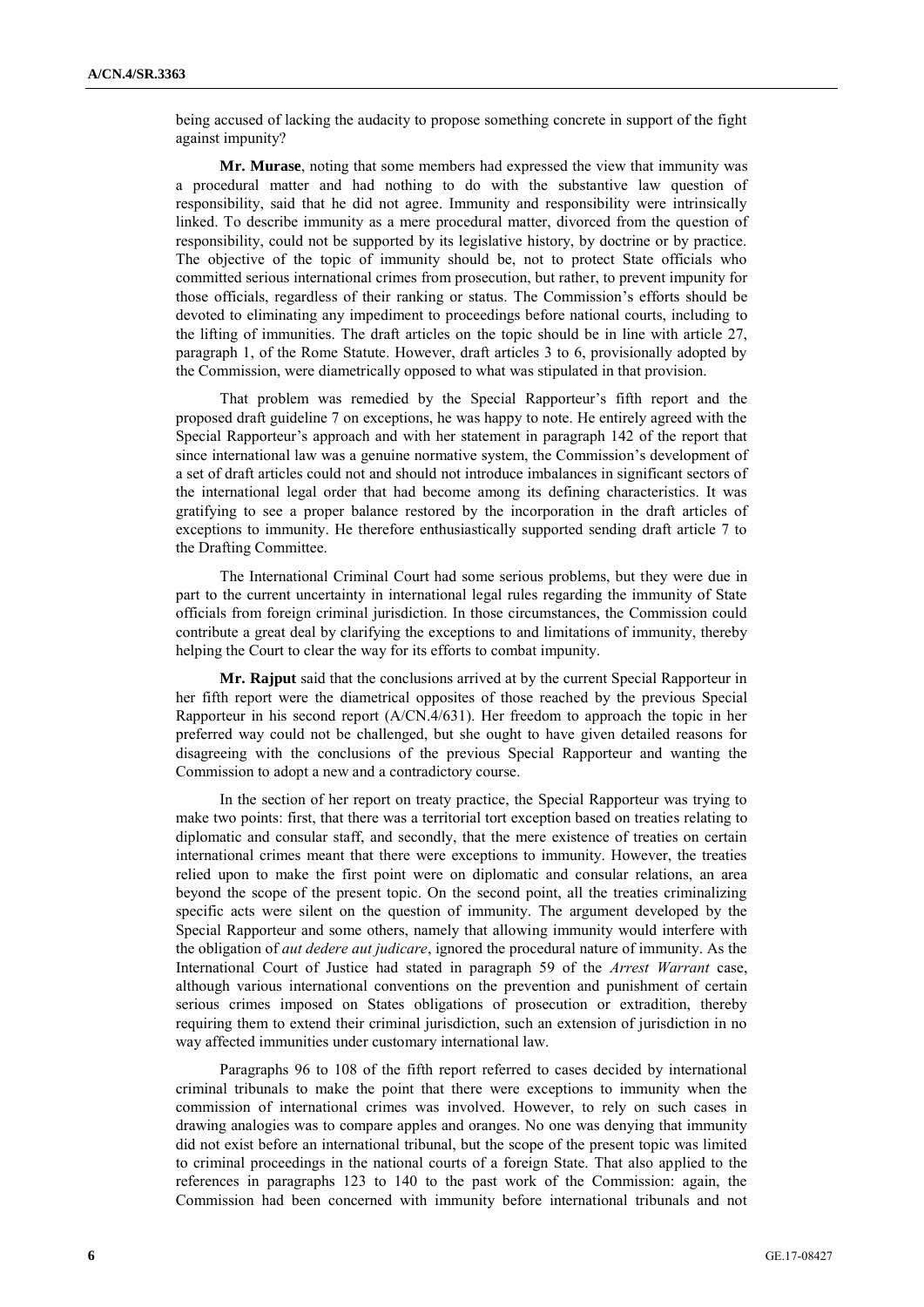being accused of lacking the audacity to propose something concrete in support of the fight against impunity?

**Mr. Murase**, noting that some members had expressed the view that immunity was a procedural matter and had nothing to do with the substantive law question of responsibility, said that he did not agree. Immunity and responsibility were intrinsically linked. To describe immunity as a mere procedural matter, divorced from the question of responsibility, could not be supported by its legislative history, by doctrine or by practice. The objective of the topic of immunity should be, not to protect State officials who committed serious international crimes from prosecution, but rather, to prevent impunity for those officials, regardless of their ranking or status. The Commission's efforts should be devoted to eliminating any impediment to proceedings before national courts, including to the lifting of immunities. The draft articles on the topic should be in line with article 27, paragraph 1, of the Rome Statute. However, draft articles 3 to 6, provisionally adopted by the Commission, were diametrically opposed to what was stipulated in that provision.

That problem was remedied by the Special Rapporteur's fifth report and the proposed draft guideline 7 on exceptions, he was happy to note. He entirely agreed with the Special Rapporteur's approach and with her statement in paragraph 142 of the report that since international law was a genuine normative system, the Commission's development of a set of draft articles could not and should not introduce imbalances in significant sectors of the international legal order that had become among its defining characteristics. It was gratifying to see a proper balance restored by the incorporation in the draft articles of exceptions to immunity. He therefore enthusiastically supported sending draft article 7 to the Drafting Committee.

The International Criminal Court had some serious problems, but they were due in part to the current uncertainty in international legal rules regarding the immunity of State officials from foreign criminal jurisdiction. In those circumstances, the Commission could contribute a great deal by clarifying the exceptions to and limitations of immunity, thereby helping the Court to clear the way for its efforts to combat impunity.

**Mr. Rajput** said that the conclusions arrived at by the current Special Rapporteur in her fifth report were the diametrical opposites of those reached by the previous Special Rapporteur in his second report (A/CN.4/631). Her freedom to approach the topic in her preferred way could not be challenged, but she ought to have given detailed reasons for disagreeing with the conclusions of the previous Special Rapporteur and wanting the Commission to adopt a new and a contradictory course.

In the section of her report on treaty practice, the Special Rapporteur was trying to make two points: first, that there was a territorial tort exception based on treaties relating to diplomatic and consular staff, and secondly, that the mere existence of treaties on certain international crimes meant that there were exceptions to immunity. However, the treaties relied upon to make the first point were on diplomatic and consular relations, an area beyond the scope of the present topic. On the second point, all the treaties criminalizing specific acts were silent on the question of immunity. The argument developed by the Special Rapporteur and some others, namely that allowing immunity would interfere with the obligation of *aut dedere aut judicare*, ignored the procedural nature of immunity. As the International Court of Justice had stated in paragraph 59 of the *Arrest Warrant* case, although various international conventions on the prevention and punishment of certain serious crimes imposed on States obligations of prosecution or extradition, thereby requiring them to extend their criminal jurisdiction, such an extension of jurisdiction in no way affected immunities under customary international law.

Paragraphs 96 to 108 of the fifth report referred to cases decided by international criminal tribunals to make the point that there were exceptions to immunity when the commission of international crimes was involved. However, to rely on such cases in drawing analogies was to compare apples and oranges. No one was denying that immunity did not exist before an international tribunal, but the scope of the present topic was limited to criminal proceedings in the national courts of a foreign State. That also applied to the references in paragraphs 123 to 140 to the past work of the Commission: again, the Commission had been concerned with immunity before international tribunals and not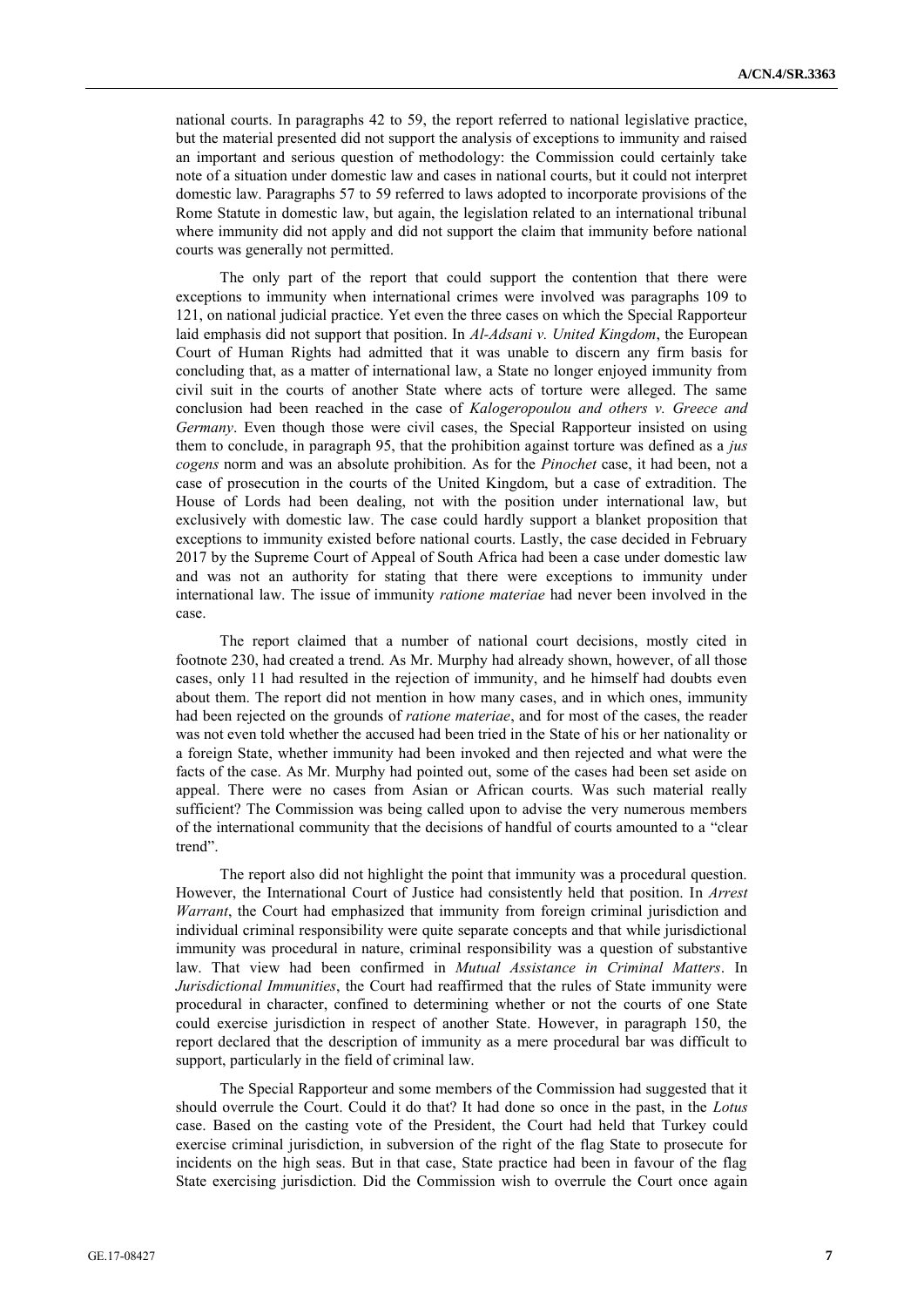national courts. In paragraphs 42 to 59, the report referred to national legislative practice, but the material presented did not support the analysis of exceptions to immunity and raised an important and serious question of methodology: the Commission could certainly take note of a situation under domestic law and cases in national courts, but it could not interpret domestic law. Paragraphs 57 to 59 referred to laws adopted to incorporate provisions of the Rome Statute in domestic law, but again, the legislation related to an international tribunal where immunity did not apply and did not support the claim that immunity before national courts was generally not permitted.

The only part of the report that could support the contention that there were exceptions to immunity when international crimes were involved was paragraphs 109 to 121, on national judicial practice. Yet even the three cases on which the Special Rapporteur laid emphasis did not support that position. In *Al-Adsani v. United Kingdom*, the European Court of Human Rights had admitted that it was unable to discern any firm basis for concluding that, as a matter of international law, a State no longer enjoyed immunity from civil suit in the courts of another State where acts of torture were alleged. The same conclusion had been reached in the case of *Kalogeropoulou and others v. Greece and Germany*. Even though those were civil cases, the Special Rapporteur insisted on using them to conclude, in paragraph 95, that the prohibition against torture was defined as a *jus cogens* norm and was an absolute prohibition. As for the *Pinochet* case, it had been, not a case of prosecution in the courts of the United Kingdom, but a case of extradition. The House of Lords had been dealing, not with the position under international law, but exclusively with domestic law. The case could hardly support a blanket proposition that exceptions to immunity existed before national courts. Lastly, the case decided in February 2017 by the Supreme Court of Appeal of South Africa had been a case under domestic law and was not an authority for stating that there were exceptions to immunity under international law. The issue of immunity *ratione materiae* had never been involved in the case.

The report claimed that a number of national court decisions, mostly cited in footnote 230, had created a trend. As Mr. Murphy had already shown, however, of all those cases, only 11 had resulted in the rejection of immunity, and he himself had doubts even about them. The report did not mention in how many cases, and in which ones, immunity had been rejected on the grounds of *ratione materiae*, and for most of the cases, the reader was not even told whether the accused had been tried in the State of his or her nationality or a foreign State, whether immunity had been invoked and then rejected and what were the facts of the case. As Mr. Murphy had pointed out, some of the cases had been set aside on appeal. There were no cases from Asian or African courts. Was such material really sufficient? The Commission was being called upon to advise the very numerous members of the international community that the decisions of handful of courts amounted to a "clear trend".

The report also did not highlight the point that immunity was a procedural question. However, the International Court of Justice had consistently held that position. In *Arrest Warrant*, the Court had emphasized that immunity from foreign criminal jurisdiction and individual criminal responsibility were quite separate concepts and that while jurisdictional immunity was procedural in nature, criminal responsibility was a question of substantive law. That view had been confirmed in *Mutual Assistance in Criminal Matters*. In *Jurisdictional Immunities*, the Court had reaffirmed that the rules of State immunity were procedural in character, confined to determining whether or not the courts of one State could exercise jurisdiction in respect of another State. However, in paragraph 150, the report declared that the description of immunity as a mere procedural bar was difficult to support, particularly in the field of criminal law.

The Special Rapporteur and some members of the Commission had suggested that it should overrule the Court. Could it do that? It had done so once in the past, in the *Lotus* case. Based on the casting vote of the President, the Court had held that Turkey could exercise criminal jurisdiction, in subversion of the right of the flag State to prosecute for incidents on the high seas. But in that case, State practice had been in favour of the flag State exercising jurisdiction. Did the Commission wish to overrule the Court once again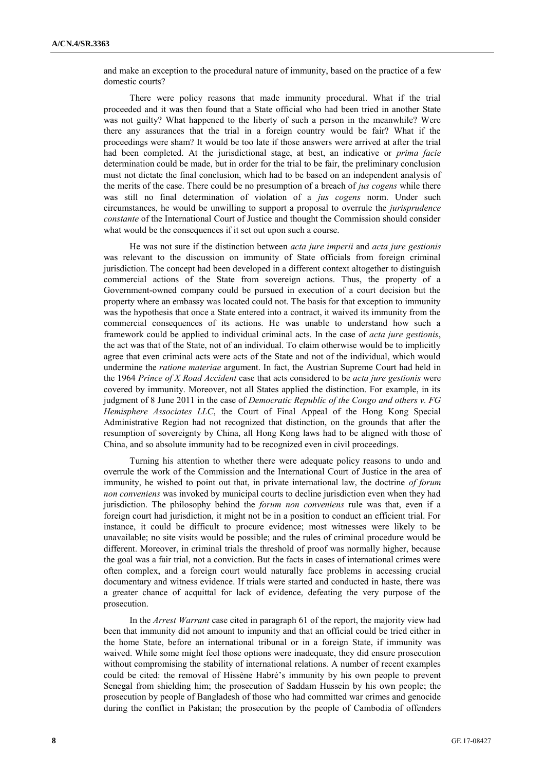and make an exception to the procedural nature of immunity, based on the practice of a few domestic courts?

There were policy reasons that made immunity procedural. What if the trial proceeded and it was then found that a State official who had been tried in another State was not guilty? What happened to the liberty of such a person in the meanwhile? Were there any assurances that the trial in a foreign country would be fair? What if the proceedings were sham? It would be too late if those answers were arrived at after the trial had been completed. At the jurisdictional stage, at best, an indicative or *prima facie* determination could be made, but in order for the trial to be fair, the preliminary conclusion must not dictate the final conclusion, which had to be based on an independent analysis of the merits of the case. There could be no presumption of a breach of *jus cogens* while there was still no final determination of violation of a *jus cogens* norm. Under such circumstances, he would be unwilling to support a proposal to overrule the *jurisprudence constante* of the International Court of Justice and thought the Commission should consider what would be the consequences if it set out upon such a course.

He was not sure if the distinction between *acta jure imperii* and *acta jure gestionis* was relevant to the discussion on immunity of State officials from foreign criminal jurisdiction. The concept had been developed in a different context altogether to distinguish commercial actions of the State from sovereign actions. Thus, the property of a Government-owned company could be pursued in execution of a court decision but the property where an embassy was located could not. The basis for that exception to immunity was the hypothesis that once a State entered into a contract, it waived its immunity from the commercial consequences of its actions. He was unable to understand how such a framework could be applied to individual criminal acts. In the case of *acta jure gestionis*, the act was that of the State, not of an individual. To claim otherwise would be to implicitly agree that even criminal acts were acts of the State and not of the individual, which would undermine the *ratione materiae* argument. In fact, the Austrian Supreme Court had held in the 1964 *Prince of X Road Accident* case that acts considered to be *acta jure gestionis* were covered by immunity. Moreover, not all States applied the distinction. For example, in its judgment of 8 June 2011 in the case of *Democratic Republic of the Congo and others v. FG Hemisphere Associates LLC*, the Court of Final Appeal of the Hong Kong Special Administrative Region had not recognized that distinction, on the grounds that after the resumption of sovereignty by China, all Hong Kong laws had to be aligned with those of China, and so absolute immunity had to be recognized even in civil proceedings.

Turning his attention to whether there were adequate policy reasons to undo and overrule the work of the Commission and the International Court of Justice in the area of immunity, he wished to point out that, in private international law, the doctrine *of forum non conveniens* was invoked by municipal courts to decline jurisdiction even when they had jurisdiction. The philosophy behind the *forum non conveniens* rule was that, even if a foreign court had jurisdiction, it might not be in a position to conduct an efficient trial. For instance, it could be difficult to procure evidence; most witnesses were likely to be unavailable; no site visits would be possible; and the rules of criminal procedure would be different. Moreover, in criminal trials the threshold of proof was normally higher, because the goal was a fair trial, not a conviction. But the facts in cases of international crimes were often complex, and a foreign court would naturally face problems in accessing crucial documentary and witness evidence. If trials were started and conducted in haste, there was a greater chance of acquittal for lack of evidence, defeating the very purpose of the prosecution.

In the *Arrest Warrant* case cited in paragraph 61 of the report, the majority view had been that immunity did not amount to impunity and that an official could be tried either in the home State, before an international tribunal or in a foreign State, if immunity was waived. While some might feel those options were inadequate, they did ensure prosecution without compromising the stability of international relations. A number of recent examples could be cited: the removal of Hissène Habré's immunity by his own people to prevent Senegal from shielding him; the prosecution of Saddam Hussein by his own people; the prosecution by people of Bangladesh of those who had committed war crimes and genocide during the conflict in Pakistan; the prosecution by the people of Cambodia of offenders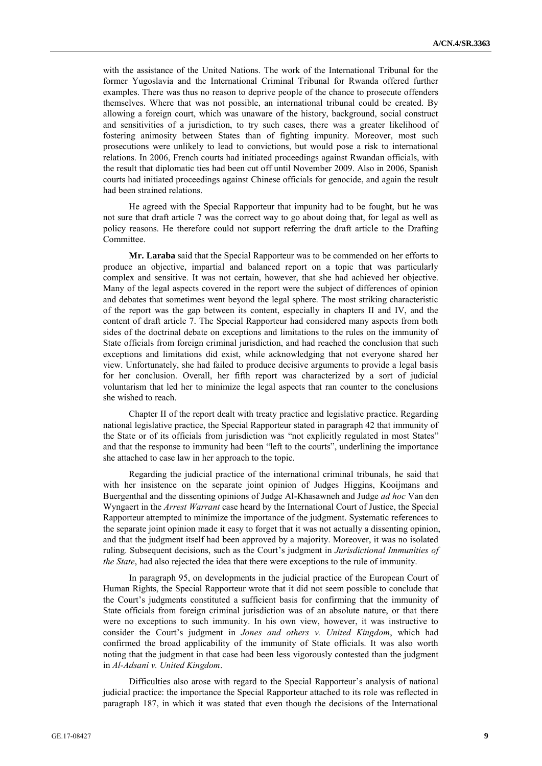with the assistance of the United Nations. The work of the International Tribunal for the former Yugoslavia and the International Criminal Tribunal for Rwanda offered further examples. There was thus no reason to deprive people of the chance to prosecute offenders themselves. Where that was not possible, an international tribunal could be created. By allowing a foreign court, which was unaware of the history, background, social construct and sensitivities of a jurisdiction, to try such cases, there was a greater likelihood of fostering animosity between States than of fighting impunity. Moreover, most such prosecutions were unlikely to lead to convictions, but would pose a risk to international relations. In 2006, French courts had initiated proceedings against Rwandan officials, with the result that diplomatic ties had been cut off until November 2009. Also in 2006, Spanish courts had initiated proceedings against Chinese officials for genocide, and again the result had been strained relations.

He agreed with the Special Rapporteur that impunity had to be fought, but he was not sure that draft article 7 was the correct way to go about doing that, for legal as well as policy reasons. He therefore could not support referring the draft article to the Drafting Committee.

**Mr. Laraba** said that the Special Rapporteur was to be commended on her efforts to produce an objective, impartial and balanced report on a topic that was particularly complex and sensitive. It was not certain, however, that she had achieved her objective. Many of the legal aspects covered in the report were the subject of differences of opinion and debates that sometimes went beyond the legal sphere. The most striking characteristic of the report was the gap between its content, especially in chapters II and IV, and the content of draft article 7. The Special Rapporteur had considered many aspects from both sides of the doctrinal debate on exceptions and limitations to the rules on the immunity of State officials from foreign criminal jurisdiction, and had reached the conclusion that such exceptions and limitations did exist, while acknowledging that not everyone shared her view. Unfortunately, she had failed to produce decisive arguments to provide a legal basis for her conclusion. Overall, her fifth report was characterized by a sort of judicial voluntarism that led her to minimize the legal aspects that ran counter to the conclusions she wished to reach.

Chapter II of the report dealt with treaty practice and legislative practice. Regarding national legislative practice, the Special Rapporteur stated in paragraph 42 that immunity of the State or of its officials from jurisdiction was "not explicitly regulated in most States" and that the response to immunity had been "left to the courts", underlining the importance she attached to case law in her approach to the topic.

Regarding the judicial practice of the international criminal tribunals, he said that with her insistence on the separate joint opinion of Judges Higgins, Kooijmans and Buergenthal and the dissenting opinions of Judge Al-Khasawneh and Judge *ad hoc* Van den Wyngaert in the *Arrest Warrant* case heard by the International Court of Justice, the Special Rapporteur attempted to minimize the importance of the judgment. Systematic references to the separate joint opinion made it easy to forget that it was not actually a dissenting opinion, and that the judgment itself had been approved by a majority. Moreover, it was no isolated ruling. Subsequent decisions, such as the Court's judgment in *Jurisdictional Immunities of the State*, had also rejected the idea that there were exceptions to the rule of immunity.

In paragraph 95, on developments in the judicial practice of the European Court of Human Rights, the Special Rapporteur wrote that it did not seem possible to conclude that the Court's judgments constituted a sufficient basis for confirming that the immunity of State officials from foreign criminal jurisdiction was of an absolute nature, or that there were no exceptions to such immunity. In his own view, however, it was instructive to consider the Court's judgment in *Jones and others v. United Kingdom*, which had confirmed the broad applicability of the immunity of State officials. It was also worth noting that the judgment in that case had been less vigorously contested than the judgment in *Al-Adsani v. United Kingdom*.

Difficulties also arose with regard to the Special Rapporteur's analysis of national judicial practice: the importance the Special Rapporteur attached to its role was reflected in paragraph 187, in which it was stated that even though the decisions of the International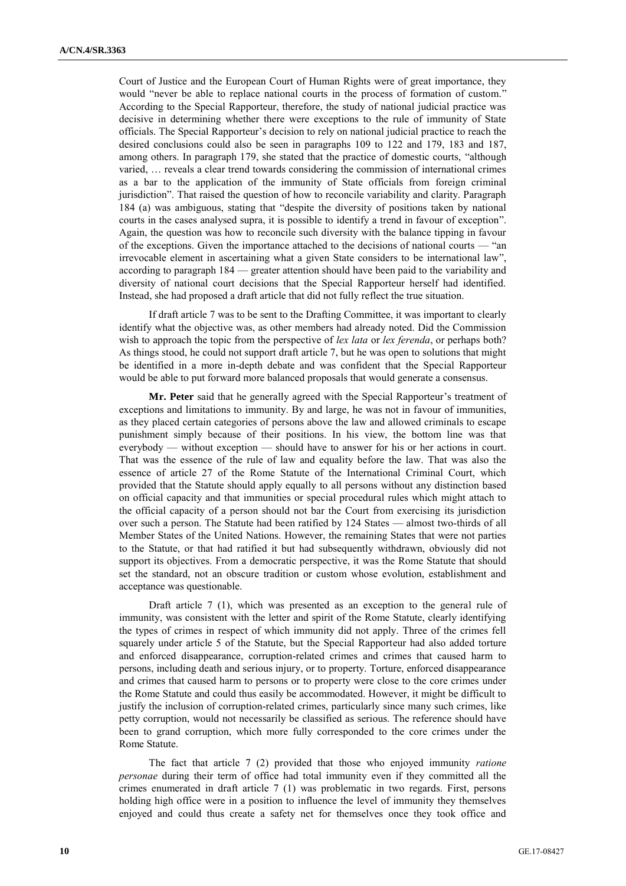Court of Justice and the European Court of Human Rights were of great importance, they would "never be able to replace national courts in the process of formation of custom." According to the Special Rapporteur, therefore, the study of national judicial practice was decisive in determining whether there were exceptions to the rule of immunity of State officials. The Special Rapporteur's decision to rely on national judicial practice to reach the desired conclusions could also be seen in paragraphs 109 to 122 and 179, 183 and 187, among others. In paragraph 179, she stated that the practice of domestic courts, "although varied, … reveals a clear trend towards considering the commission of international crimes as a bar to the application of the immunity of State officials from foreign criminal jurisdiction". That raised the question of how to reconcile variability and clarity. Paragraph 184 (a) was ambiguous, stating that "despite the diversity of positions taken by national courts in the cases analysed supra, it is possible to identify a trend in favour of exception". Again, the question was how to reconcile such diversity with the balance tipping in favour of the exceptions. Given the importance attached to the decisions of national courts — "an irrevocable element in ascertaining what a given State considers to be international law", according to paragraph 184 — greater attention should have been paid to the variability and diversity of national court decisions that the Special Rapporteur herself had identified. Instead, she had proposed a draft article that did not fully reflect the true situation.

If draft article 7 was to be sent to the Drafting Committee, it was important to clearly identify what the objective was, as other members had already noted. Did the Commission wish to approach the topic from the perspective of *lex lata* or *lex ferenda*, or perhaps both? As things stood, he could not support draft article 7, but he was open to solutions that might be identified in a more in-depth debate and was confident that the Special Rapporteur would be able to put forward more balanced proposals that would generate a consensus.

**Mr. Peter** said that he generally agreed with the Special Rapporteur's treatment of exceptions and limitations to immunity. By and large, he was not in favour of immunities, as they placed certain categories of persons above the law and allowed criminals to escape punishment simply because of their positions. In his view, the bottom line was that everybody — without exception — should have to answer for his or her actions in court. That was the essence of the rule of law and equality before the law. That was also the essence of article 27 of the Rome Statute of the International Criminal Court, which provided that the Statute should apply equally to all persons without any distinction based on official capacity and that immunities or special procedural rules which might attach to the official capacity of a person should not bar the Court from exercising its jurisdiction over such a person. The Statute had been ratified by 124 States — almost two-thirds of all Member States of the United Nations. However, the remaining States that were not parties to the Statute, or that had ratified it but had subsequently withdrawn, obviously did not support its objectives. From a democratic perspective, it was the Rome Statute that should set the standard, not an obscure tradition or custom whose evolution, establishment and acceptance was questionable.

Draft article 7 (1), which was presented as an exception to the general rule of immunity, was consistent with the letter and spirit of the Rome Statute, clearly identifying the types of crimes in respect of which immunity did not apply. Three of the crimes fell squarely under article 5 of the Statute, but the Special Rapporteur had also added torture and enforced disappearance, corruption-related crimes and crimes that caused harm to persons, including death and serious injury, or to property. Torture, enforced disappearance and crimes that caused harm to persons or to property were close to the core crimes under the Rome Statute and could thus easily be accommodated. However, it might be difficult to justify the inclusion of corruption-related crimes, particularly since many such crimes, like petty corruption, would not necessarily be classified as serious. The reference should have been to grand corruption, which more fully corresponded to the core crimes under the Rome Statute.

The fact that article 7 (2) provided that those who enjoyed immunity *ratione personae* during their term of office had total immunity even if they committed all the crimes enumerated in draft article 7 (1) was problematic in two regards. First, persons holding high office were in a position to influence the level of immunity they themselves enjoyed and could thus create a safety net for themselves once they took office and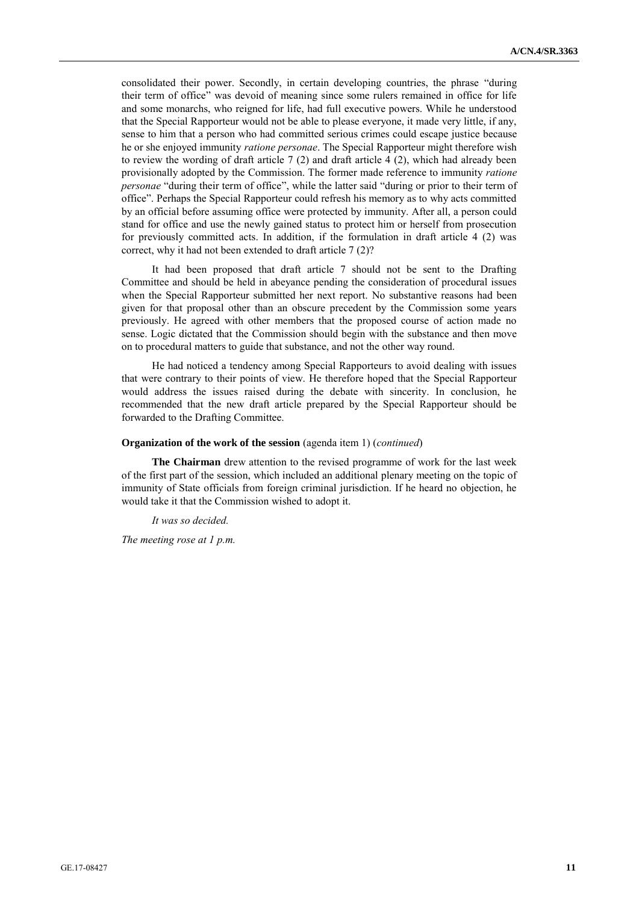consolidated their power. Secondly, in certain developing countries, the phrase "during their term of office" was devoid of meaning since some rulers remained in office for life and some monarchs, who reigned for life, had full executive powers. While he understood that the Special Rapporteur would not be able to please everyone, it made very little, if any, sense to him that a person who had committed serious crimes could escape justice because he or she enjoyed immunity *ratione personae*. The Special Rapporteur might therefore wish to review the wording of draft article 7 (2) and draft article 4 (2), which had already been provisionally adopted by the Commission. The former made reference to immunity *ratione personae* "during their term of office", while the latter said "during or prior to their term of office". Perhaps the Special Rapporteur could refresh his memory as to why acts committed by an official before assuming office were protected by immunity. After all, a person could stand for office and use the newly gained status to protect him or herself from prosecution for previously committed acts. In addition, if the formulation in draft article 4 (2) was correct, why it had not been extended to draft article 7 (2)?

It had been proposed that draft article 7 should not be sent to the Drafting Committee and should be held in abeyance pending the consideration of procedural issues when the Special Rapporteur submitted her next report. No substantive reasons had been given for that proposal other than an obscure precedent by the Commission some years previously. He agreed with other members that the proposed course of action made no sense. Logic dictated that the Commission should begin with the substance and then move on to procedural matters to guide that substance, and not the other way round.

He had noticed a tendency among Special Rapporteurs to avoid dealing with issues that were contrary to their points of view. He therefore hoped that the Special Rapporteur would address the issues raised during the debate with sincerity. In conclusion, he recommended that the new draft article prepared by the Special Rapporteur should be forwarded to the Drafting Committee.

**Organization of the work of the session** (agenda item 1) (*continued*)

**The Chairman** drew attention to the revised programme of work for the last week of the first part of the session, which included an additional plenary meeting on the topic of immunity of State officials from foreign criminal jurisdiction. If he heard no objection, he would take it that the Commission wished to adopt it.

*It was so decided.*

*The meeting rose at 1 p.m.*